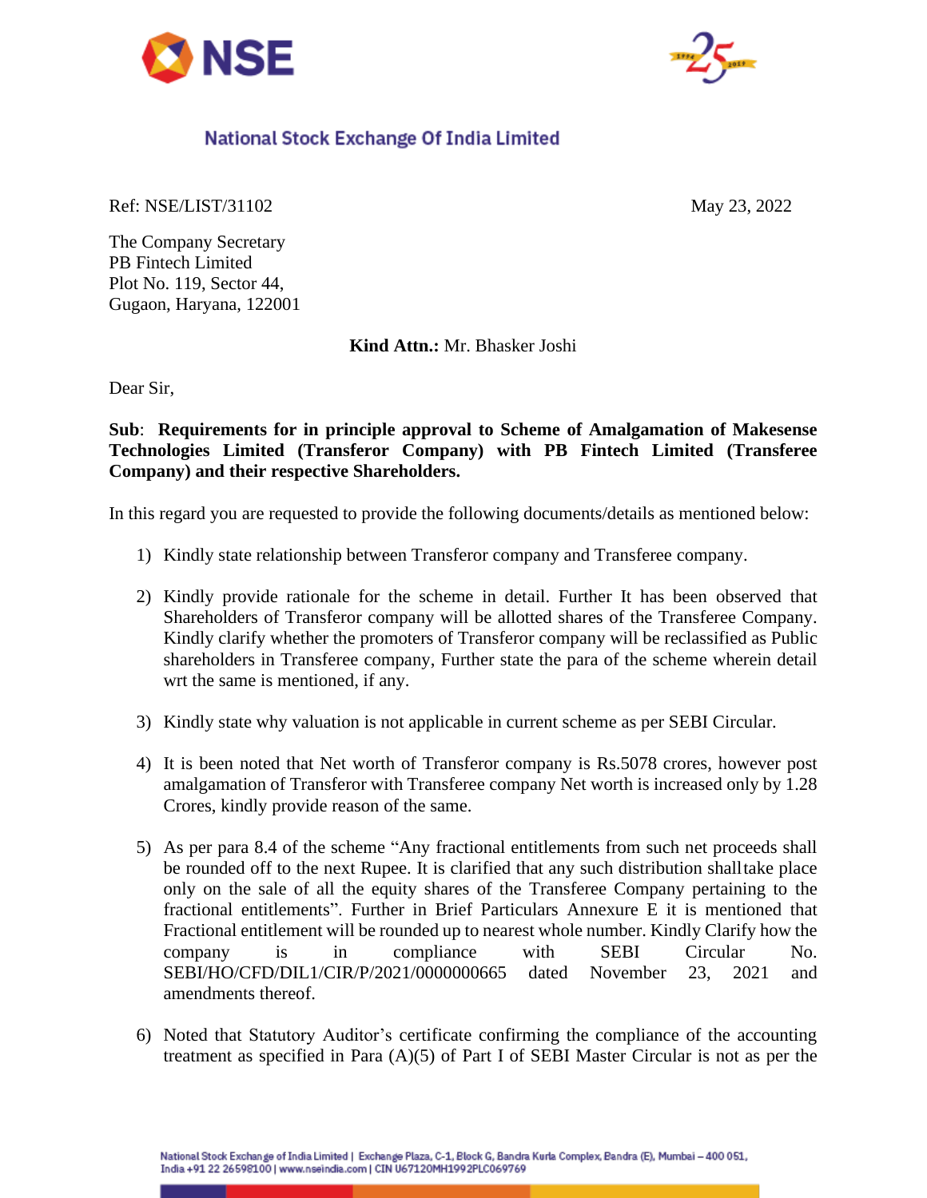**National Stock Exchange Of India Limited**

Ref: NSE/LIST/31102

May 23, 2022

The Company Secretary
PB Fintech Limited
Plot No. 119, Sector 44,
Gugaon, Haryana, 122001

**Kind Attn.:** Mr. Bhasker Joshi

Dear Sir,

**Sub**: **Requirements for in principle approval to Scheme of Amalgamation of Makesense Technologies Limited (Transferor Company) with PB Fintech Limited (Transferee Company) and their respective Shareholders.**

In this regard you are requested to provide the following documents/details as mentioned below:

1) Kindly state relationship between Transferor company and Transferee company.

2) Kindly provide rationale for the scheme in detail. Further It has been observed that Shareholders of Transferor company will be allotted shares of the Transferee Company. Kindly clarify whether the promoters of Transferor company will be reclassified as Public shareholders in Transferee company, Further state the para of the scheme wherein detail wrt the same is mentioned, if any.

3) Kindly state why valuation is not applicable in current scheme as per SEBI Circular.

4) It is been noted that Net worth of Transferor company is Rs.5078 crores, however post amalgamation of Transferor with Transferee company Net worth is increased only by 1.28 Crores, kindly provide reason of the same.

5) As per para 8.4 of the scheme "Any fractional entitlements from such net proceeds shall be rounded off to the next Rupee. It is clarified that any such distribution shall take place only on the sale of all the equity shares of the Transferee Company pertaining to the fractional entitlements". Further in Brief Particulars Annexure E it is mentioned that Fractional entitlement will be rounded up to nearest whole number. Kindly Clarify how the company is in compliance with SEBI Circular No. SEBI/HO/CFD/DIL1/CIR/P/2021/0000000665 dated November 23, 2021 and amendments thereof.

6) Noted that Statutory Auditor's certificate confirming the compliance of the accounting treatment as specified in Para (A)(5) of Part I of SEBI Master Circular is not as per the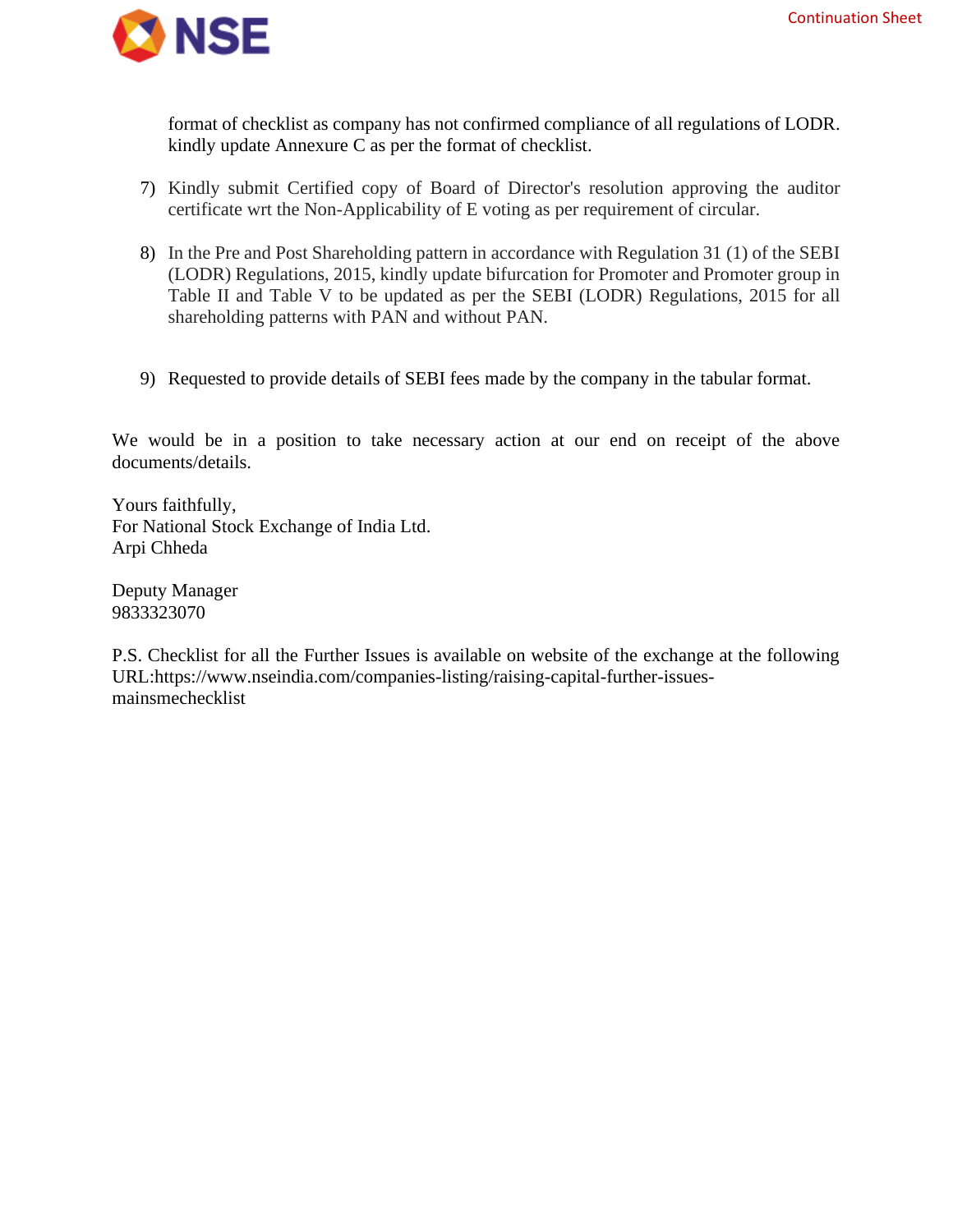format of checklist as company has not confirmed compliance of all regulations of LODR. kindly update Annexure C as per the format of checklist.

7) Kindly submit Certified copy of Board of Director's resolution approving the auditor certificate wrt the Non-Applicability of E voting as per requirement of circular.

8) In the Pre and Post Shareholding pattern in accordance with Regulation 31 (1) of the SEBI (LODR) Regulations, 2015, kindly update bifurcation for Promoter and Promoter group in Table II and Table V to be updated as per the SEBI (LODR) Regulations, 2015 for all shareholding patterns with PAN and without PAN.

9) Requested to provide details of SEBI fees made by the company in the tabular format.

We would be in a position to take necessary action at our end on receipt of the above documents/details.

Yours faithfully,
For National Stock Exchange of India Ltd.
Arpi Chheda

Deputy Manager
9833323070

P.S. Checklist for all the Further Issues is available on website of the exchange at the following URL:https://www.nseindia.com/companies-listing/raising-capital-further-issues-mainsmechecklist